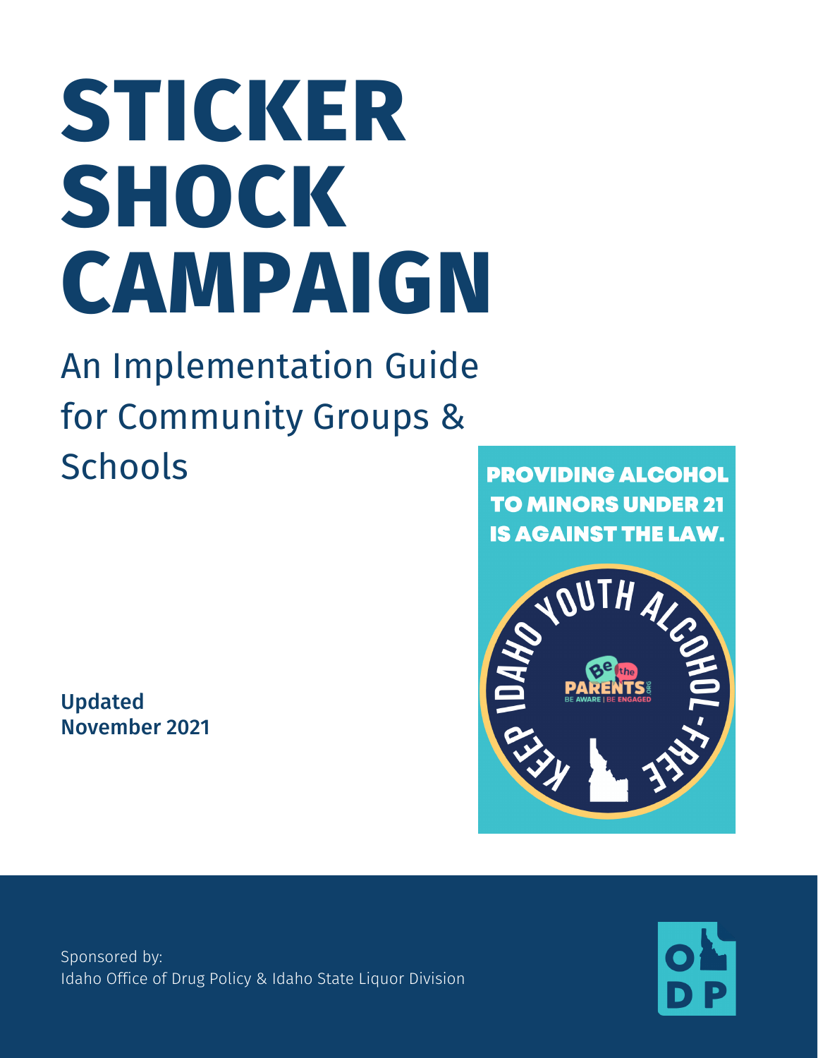# STICKER SHOCK CAMPAIGN

## An Implementation Guide for Community Groups & Schools

PROVIDING ALCOHOL TO MINORS UNDER 21 IS AGAINST THE LAW.

KEEP IDAHO YOUTH ALCOHOL-FREE

Be the PARENTS.ORG

BE AWARE | BE ENGAGED

**Updated November 2021**

Sponsored by:
Idaho Office of Drug Policy & Idaho State Liquor Division

ODP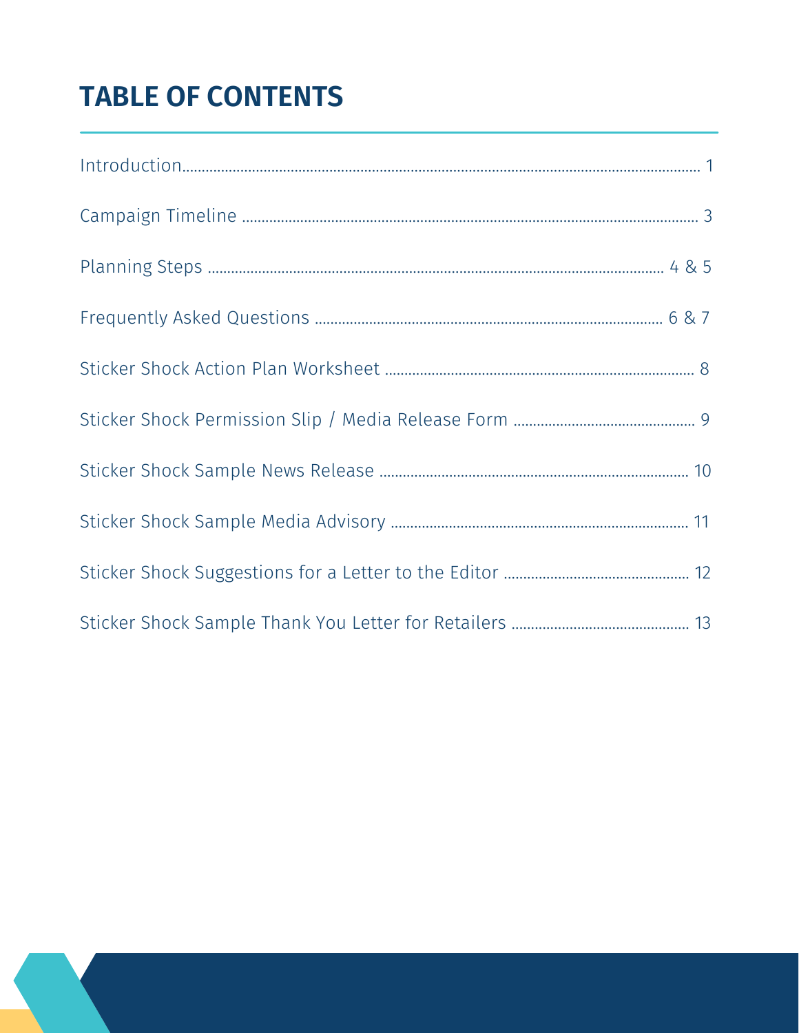# TABLE OF CONTENTS

Introduction........................................................ 1

Campaign Timeline ........................................................ 3

Planning Steps ........................................................ 4 & 5

Frequently Asked Questions ........................................................ 6 & 7

Sticker Shock Action Plan Worksheet ........................................................ 8

Sticker Shock Permission Slip / Media Release Form ........................................................ 9

Sticker Shock Sample News Release ........................................................ 10

Sticker Shock Sample Media Advisory ........................................................ 11

Sticker Shock Suggestions for a Letter to the Editor ........................................................ 12

Sticker Shock Sample Thank You Letter for Retailers ........................................................ 13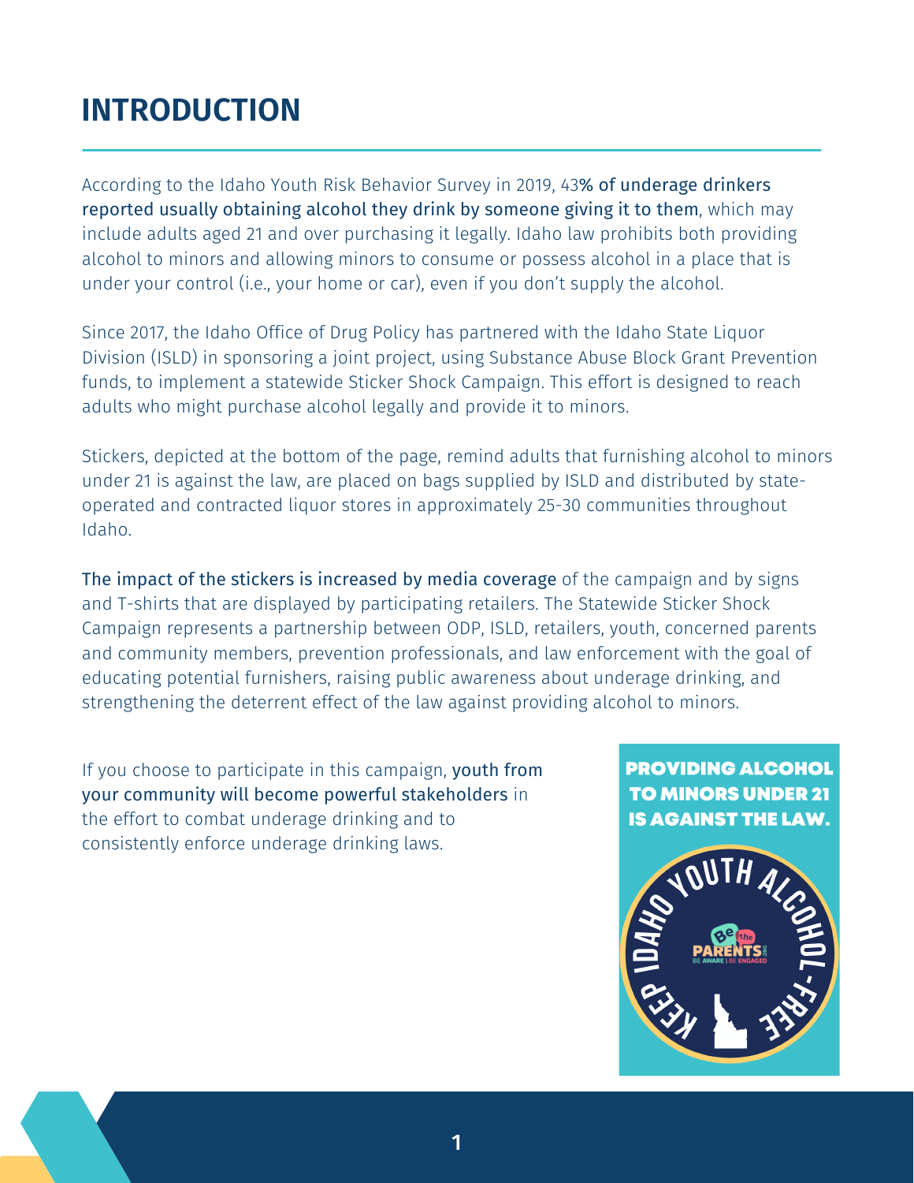# INTRODUCTION

According to the Idaho Youth Risk Behavior Survey in 2019, 43% of underage drinkers reported usually obtaining alcohol they drink by someone giving it to them, which may include adults aged 21 and over purchasing it legally. Idaho law prohibits both providing alcohol to minors and allowing minors to consume or possess alcohol in a place that is under your control (i.e., your home or car), even if you don't supply the alcohol.

Since 2017, the Idaho Office of Drug Policy has partnered with the Idaho State Liquor Division (ISLD) in sponsoring a joint project, using Substance Abuse Block Grant Prevention funds, to implement a statewide Sticker Shock Campaign. This effort is designed to reach adults who might purchase alcohol legally and provide it to minors.

Stickers, depicted at the bottom of the page, remind adults that furnishing alcohol to minors under 21 is against the law, are placed on bags supplied by ISLD and distributed by state-operated and contracted liquor stores in approximately 25-30 communities throughout Idaho.

The impact of the stickers is increased by media coverage of the campaign and by signs and T-shirts that are displayed by participating retailers. The Statewide Sticker Shock Campaign represents a partnership between ODP, ISLD, retailers, youth, concerned parents and community members, prevention professionals, and law enforcement with the goal of educating potential furnishers, raising public awareness about underage drinking, and strengthening the deterrent effect of the law against providing alcohol to minors.

If you choose to participate in this campaign, youth from your community will become powerful stakeholders in the effort to combat underage drinking and to consistently enforce underage drinking laws.

PROVIDING ALCOHOL TO MINORS UNDER 21 IS AGAINST THE LAW.

KEEP IDAHO YOUTH ALCOHOL-FREE

Be the PARENTS
BE AWARE | BE ENGAGED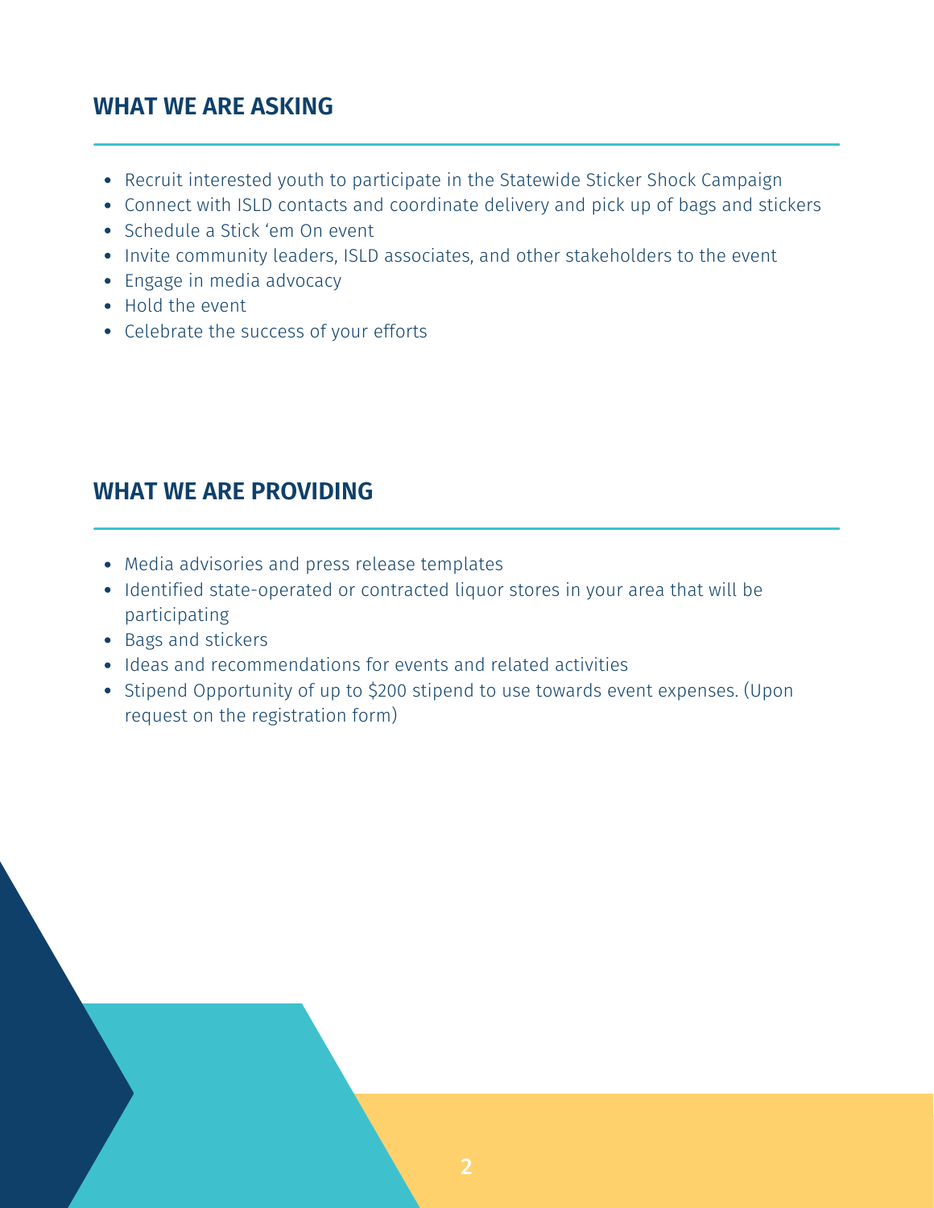## WHAT WE ARE ASKING

- Recruit interested youth to participate in the Statewide Sticker Shock Campaign
- Connect with ISLD contacts and coordinate delivery and pick up of bags and stickers
- Schedule a Stick 'em On event
- Invite community leaders, ISLD associates, and other stakeholders to the event
- Engage in media advocacy
- Hold the event
- Celebrate the success of your efforts

## WHAT WE ARE PROVIDING

- Media advisories and press release templates
- Identified state-operated or contracted liquor stores in your area that will be participating
- Bags and stickers
- Ideas and recommendations for events and related activities
- Stipend Opportunity of up to $200 stipend to use towards event expenses. (Upon request on the registration form)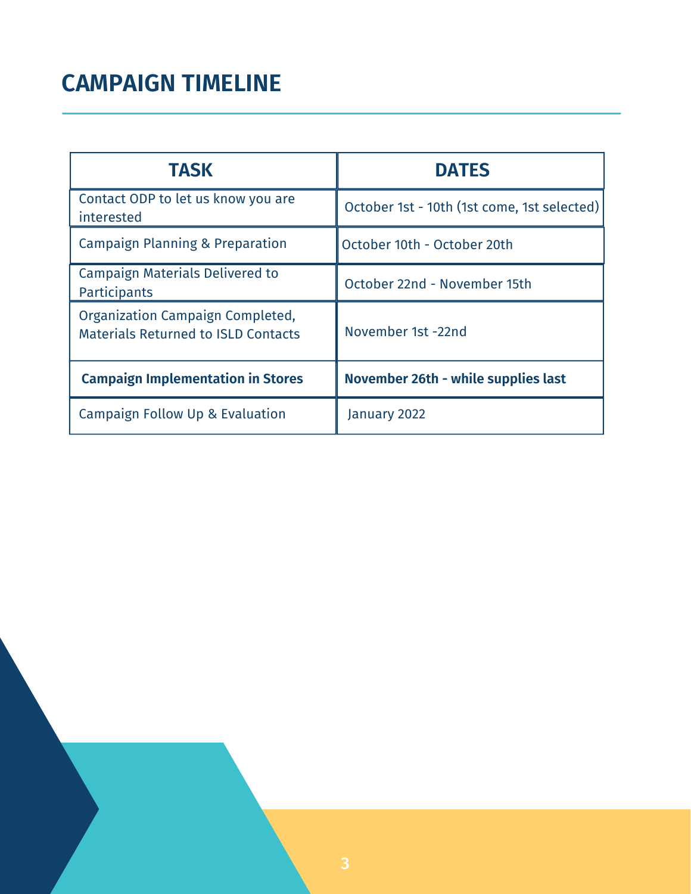# CAMPAIGN TIMELINE

| TASK | DATES |
|---|---|
| Contact ODP to let us know you are interested | October 1st - 10th (1st come, 1st selected) |
| Campaign Planning & Preparation | October 10th - October 20th |
| Campaign Materials Delivered to Participants | October 22nd - November 15th |
| Organization Campaign Completed, Materials Returned to ISLD Contacts | November 1st -22nd |
| **Campaign Implementation in Stores** | **November 26th - while supplies last** |
| Campaign Follow Up & Evaluation | January 2022 |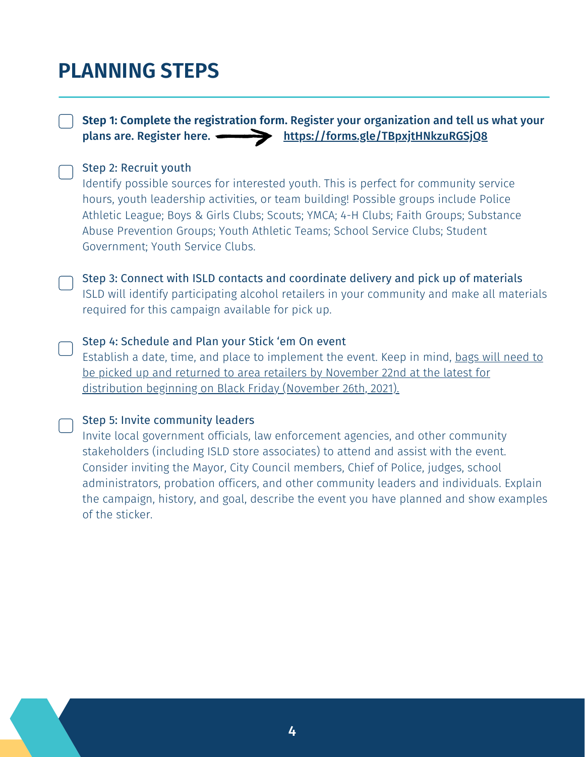# PLANNING STEPS

- [ ] **Step 1: Complete the registration form. Register your organization and tell us what your plans are. Register here.** → **https://forms.gle/TBpxjtHNkzuRGSjQ8**

- [ ] Step 2: Recruit youth
  Identify possible sources for interested youth. This is perfect for community service hours, youth leadership activities, or team building! Possible groups include Police Athletic League; Boys & Girls Clubs; Scouts; YMCA; 4-H Clubs; Faith Groups; Substance Abuse Prevention Groups; Youth Athletic Teams; School Service Clubs; Student Government; Youth Service Clubs.

- [ ] Step 3: Connect with ISLD contacts and coordinate delivery and pick up of materials
  ISLD will identify participating alcohol retailers in your community and make all materials required for this campaign available for pick up.

- [ ] Step 4: Schedule and Plan your Stick 'em On event
  Establish a date, time, and place to implement the event. Keep in mind, bags will need to be picked up and returned to area retailers by November 22nd at the latest for distribution beginning on Black Friday (November 26th, 2021).

- [ ] Step 5: Invite community leaders
  Invite local government officials, law enforcement agencies, and other community stakeholders (including ISLD store associates) to attend and assist with the event. Consider inviting the Mayor, City Council members, Chief of Police, judges, school administrators, probation officers, and other community leaders and individuals. Explain the campaign, history, and goal, describe the event you have planned and show examples of the sticker.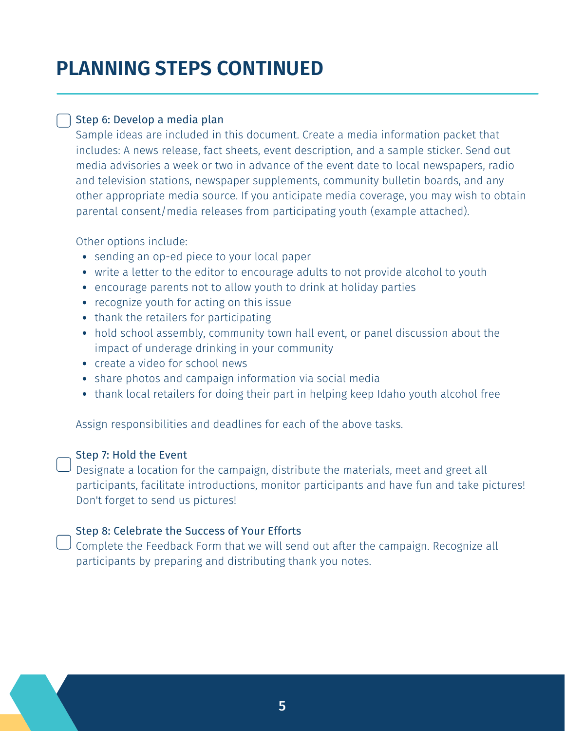# PLANNING STEPS CONTINUED

☐ Step 6: Develop a media plan

Sample ideas are included in this document. Create a media information packet that includes: A news release, fact sheets, event description, and a sample sticker. Send out media advisories a week or two in advance of the event date to local newspapers, radio and television stations, newspaper supplements, community bulletin boards, and any other appropriate media source. If you anticipate media coverage, you may wish to obtain parental consent/media releases from participating youth (example attached).

Other options include:

- sending an op-ed piece to your local paper
- write a letter to the editor to encourage adults to not provide alcohol to youth
- encourage parents not to allow youth to drink at holiday parties
- recognize youth for acting on this issue
- thank the retailers for participating
- hold school assembly, community town hall event, or panel discussion about the impact of underage drinking in your community
- create a video for school news
- share photos and campaign information via social media
- thank local retailers for doing their part in helping keep Idaho youth alcohol free

Assign responsibilities and deadlines for each of the above tasks.

☐ Step 7: Hold the Event

Designate a location for the campaign, distribute the materials, meet and greet all participants, facilitate introductions, monitor participants and have fun and take pictures! Don't forget to send us pictures!

☐ Step 8: Celebrate the Success of Your Efforts

Complete the Feedback Form that we will send out after the campaign. Recognize all participants by preparing and distributing thank you notes.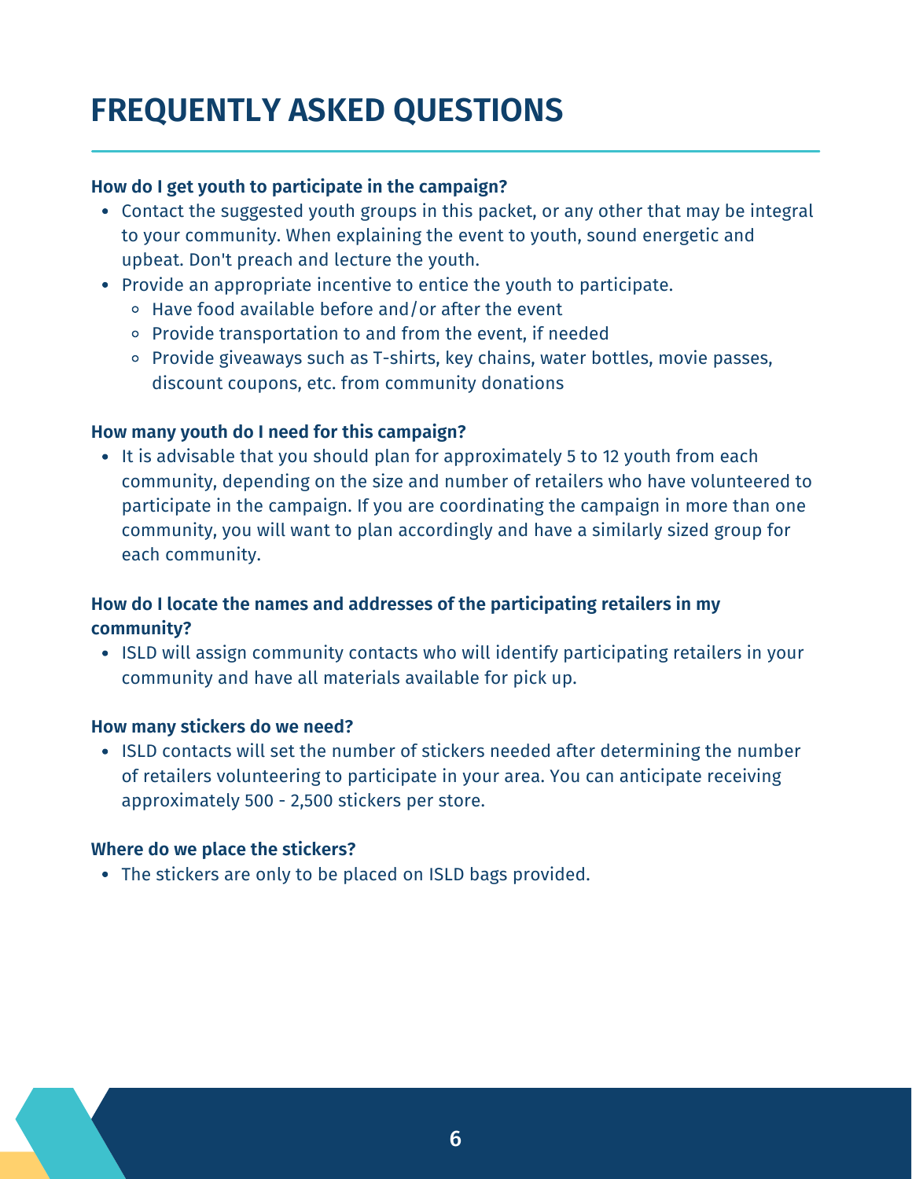# FREQUENTLY ASKED QUESTIONS

**How do I get youth to participate in the campaign?**

- Contact the suggested youth groups in this packet, or any other that may be integral to your community. When explaining the event to youth, sound energetic and upbeat. Don't preach and lecture the youth.
- Provide an appropriate incentive to entice the youth to participate.
  - Have food available before and/or after the event
  - Provide transportation to and from the event, if needed
  - Provide giveaways such as T-shirts, key chains, water bottles, movie passes, discount coupons, etc. from community donations

**How many youth do I need for this campaign?**

- It is advisable that you should plan for approximately 5 to 12 youth from each community, depending on the size and number of retailers who have volunteered to participate in the campaign. If you are coordinating the campaign in more than one community, you will want to plan accordingly and have a similarly sized group for each community.

**How do I locate the names and addresses of the participating retailers in my community?**

- ISLD will assign community contacts who will identify participating retailers in your community and have all materials available for pick up.

**How many stickers do we need?**

- ISLD contacts will set the number of stickers needed after determining the number of retailers volunteering to participate in your area. You can anticipate receiving approximately 500 - 2,500 stickers per store.

**Where do we place the stickers?**

- The stickers are only to be placed on ISLD bags provided.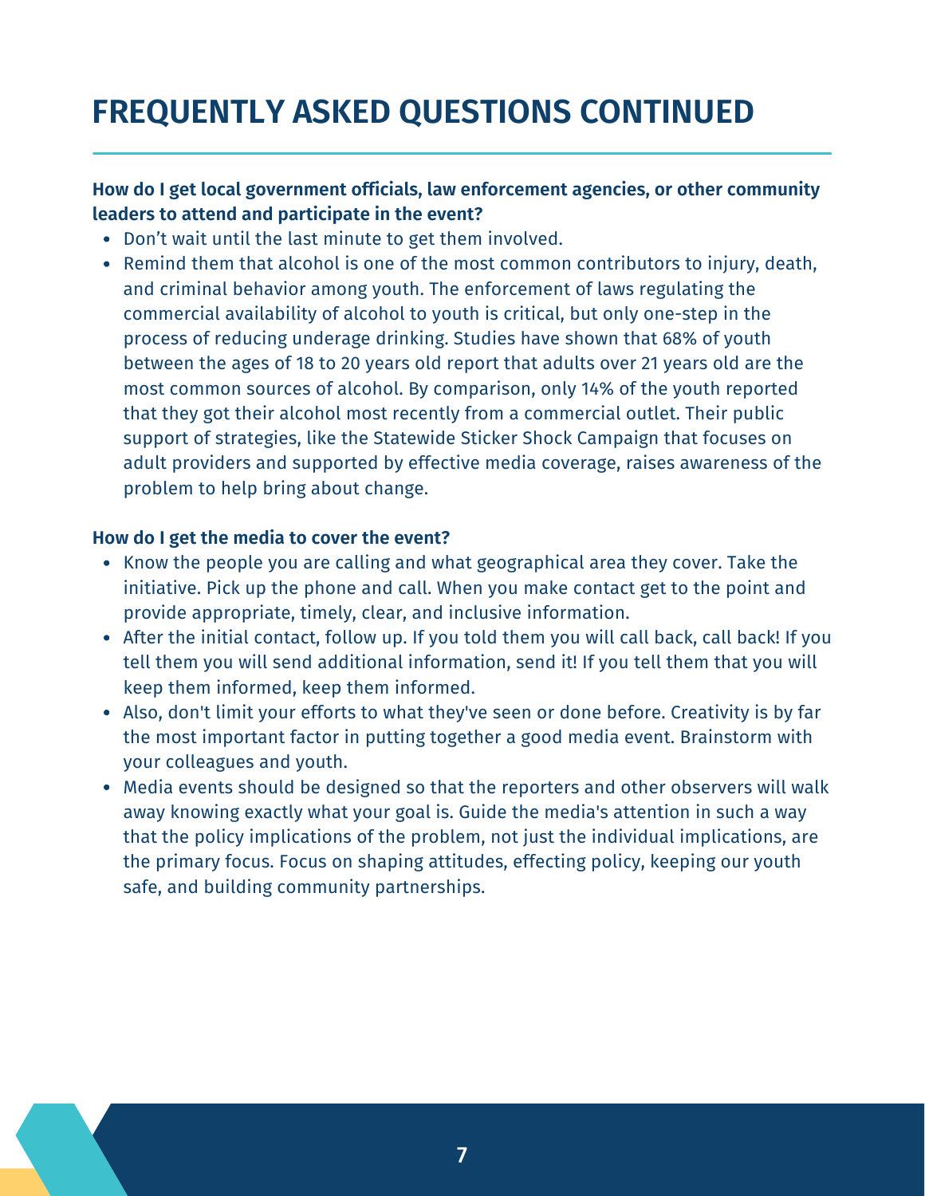# FREQUENTLY ASKED QUESTIONS CONTINUED

**How do I get local government officials, law enforcement agencies, or other community leaders to attend and participate in the event?**

- Don't wait until the last minute to get them involved.
- Remind them that alcohol is one of the most common contributors to injury, death, and criminal behavior among youth. The enforcement of laws regulating the commercial availability of alcohol to youth is critical, but only one-step in the process of reducing underage drinking. Studies have shown that 68% of youth between the ages of 18 to 20 years old report that adults over 21 years old are the most common sources of alcohol. By comparison, only 14% of the youth reported that they got their alcohol most recently from a commercial outlet. Their public support of strategies, like the Statewide Sticker Shock Campaign that focuses on adult providers and supported by effective media coverage, raises awareness of the problem to help bring about change.

**How do I get the media to cover the event?**

- Know the people you are calling and what geographical area they cover. Take the initiative. Pick up the phone and call. When you make contact get to the point and provide appropriate, timely, clear, and inclusive information.
- After the initial contact, follow up. If you told them you will call back, call back! If you tell them you will send additional information, send it! If you tell them that you will keep them informed, keep them informed.
- Also, don't limit your efforts to what they've seen or done before. Creativity is by far the most important factor in putting together a good media event. Brainstorm with your colleagues and youth.
- Media events should be designed so that the reporters and other observers will walk away knowing exactly what your goal is. Guide the media's attention in such a way that the policy implications of the problem, not just the individual implications, are the primary focus. Focus on shaping attitudes, effecting policy, keeping our youth safe, and building community partnerships.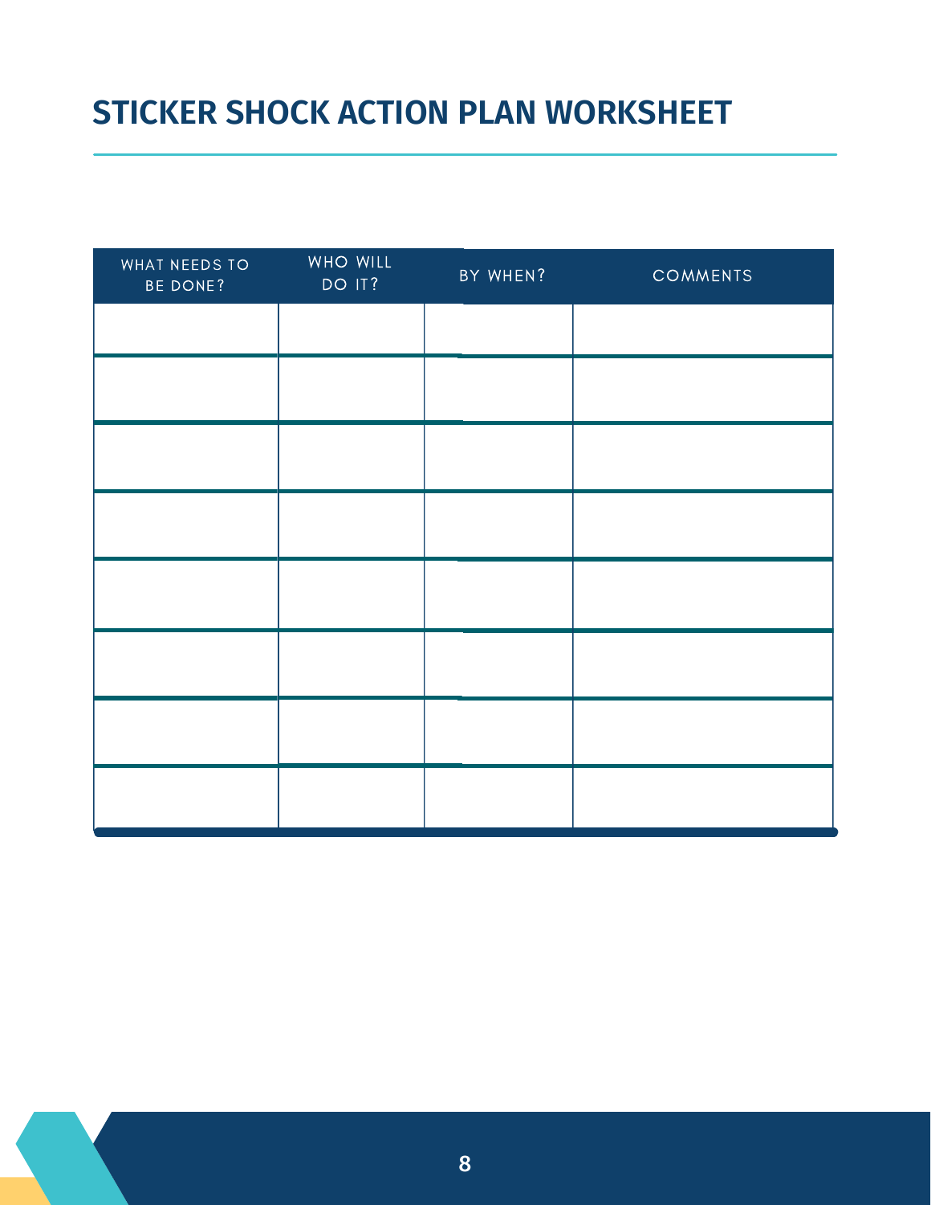# STICKER SHOCK ACTION PLAN WORKSHEET

| WHAT NEEDS TO BE DONE? | WHO WILL DO IT? | BY WHEN? | COMMENTS |
|---|---|---|---|
| | | | |
| | | | |
| | | | |
| | | | |
| | | | |
| | | | |
| | | | |
| | | | |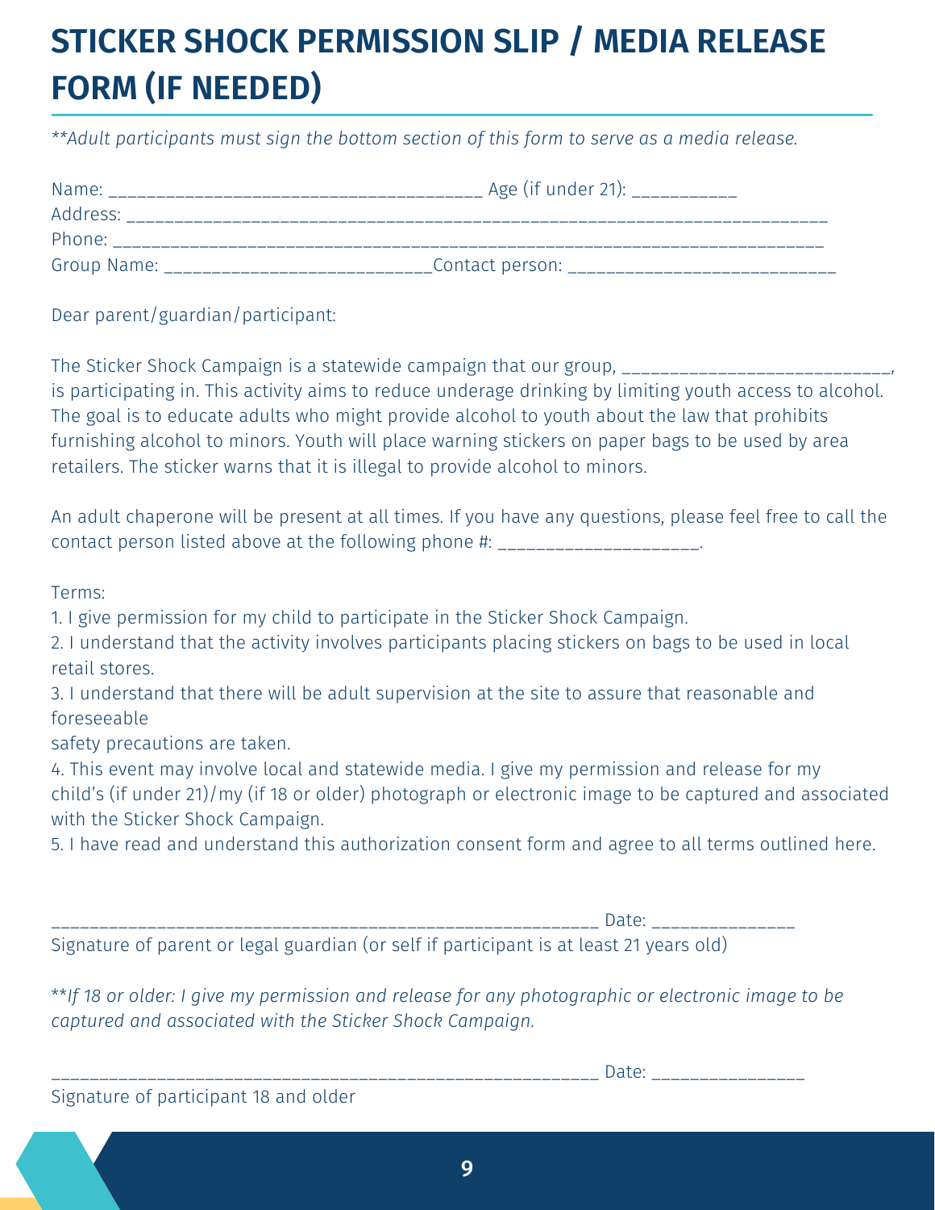# STICKER SHOCK PERMISSION SLIP / MEDIA RELEASE FORM (IF NEEDED)

*\*\*Adult participants must sign the bottom section of this form to serve as a media release.*

Name: _____________________________________ Age (if under 21): __________
Address: ________________________________________________________________________
Phone: _________________________________________________________________________
Group Name: ___________________________Contact person: ___________________________

Dear parent/guardian/participant:

The Sticker Shock Campaign is a statewide campaign that our group, ___________________________, is participating in. This activity aims to reduce underage drinking by limiting youth access to alcohol. The goal is to educate adults who might provide alcohol to youth about the law that prohibits furnishing alcohol to minors. Youth will place warning stickers on paper bags to be used by area retailers. The sticker warns that it is illegal to provide alcohol to minors.

An adult chaperone will be present at all times. If you have any questions, please feel free to call the contact person listed above at the following phone #: ____________________.

Terms:

1. I give permission for my child to participate in the Sticker Shock Campaign.
2. I understand that the activity involves participants placing stickers on bags to be used in local retail stores.
3. I understand that there will be adult supervision at the site to assure that reasonable and foreseeable safety precautions are taken.
4. This event may involve local and statewide media. I give my permission and release for my child's (if under 21)/my (if 18 or older) photograph or electronic image to be captured and associated with the Sticker Shock Campaign.
5. I have read and understand this authorization consent form and agree to all terms outlined here.

_______________________________________________________ Date: ______________
Signature of parent or legal guardian (or self if participant is at least 21 years old)

*\*\*If 18 or older: I give my permission and release for any photographic or electronic image to be captured and associated with the Sticker Shock Campaign.*

_______________________________________________________ Date: _______________
Signature of participant 18 and older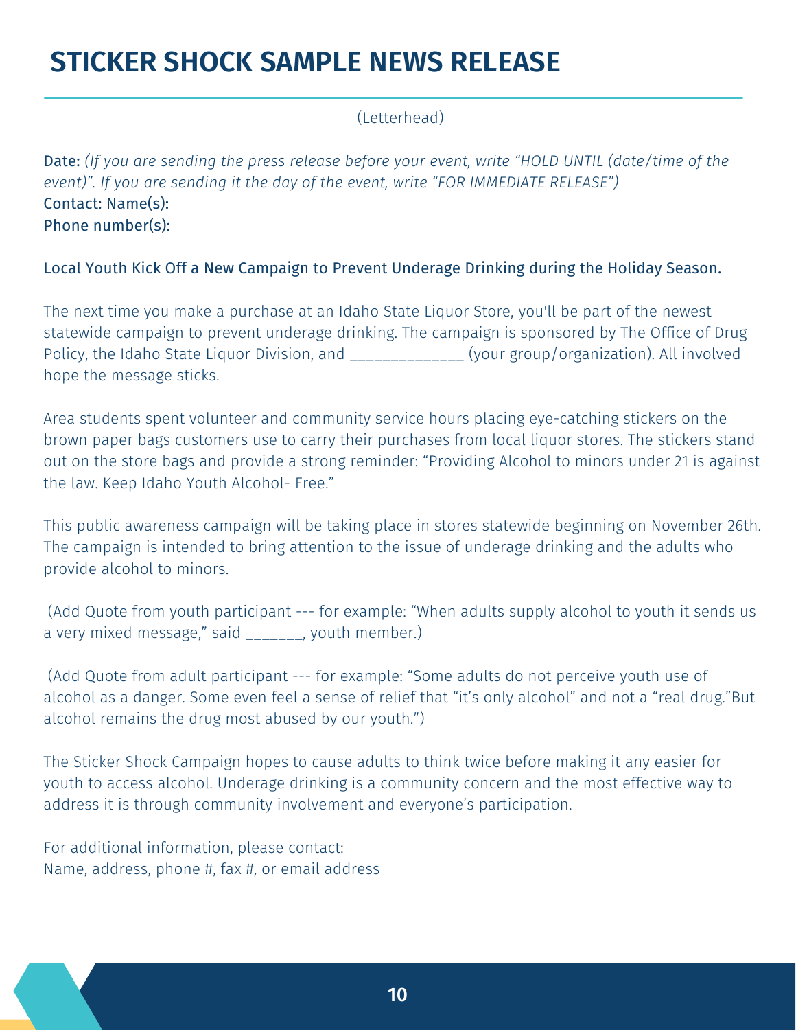# STICKER SHOCK SAMPLE NEWS RELEASE

(Letterhead)

Date: *(If you are sending the press release before your event, write "HOLD UNTIL (date/time of the event)". If you are sending it the day of the event, write "FOR IMMEDIATE RELEASE")*
Contact: Name(s):
Phone number(s):

<u>Local Youth Kick Off a New Campaign to Prevent Underage Drinking during the Holiday Season.</u>

The next time you make a purchase at an Idaho State Liquor Store, you'll be part of the newest statewide campaign to prevent underage drinking. The campaign is sponsored by The Office of Drug Policy, the Idaho State Liquor Division, and _____________ (your group/organization). All involved hope the message sticks.

Area students spent volunteer and community service hours placing eye-catching stickers on the brown paper bags customers use to carry their purchases from local liquor stores. The stickers stand out on the store bags and provide a strong reminder: "Providing Alcohol to minors under 21 is against the law. Keep Idaho Youth Alcohol- Free."

This public awareness campaign will be taking place in stores statewide beginning on November 26th. The campaign is intended to bring attention to the issue of underage drinking and the adults who provide alcohol to minors.

(Add Quote from youth participant --- for example: "When adults supply alcohol to youth it sends us a very mixed message," said _______, youth member.)

(Add Quote from adult participant --- for example: "Some adults do not perceive youth use of alcohol as a danger. Some even feel a sense of relief that "it's only alcohol" and not a "real drug."But alcohol remains the drug most abused by our youth.")

The Sticker Shock Campaign hopes to cause adults to think twice before making it any easier for youth to access alcohol. Underage drinking is a community concern and the most effective way to address it is through community involvement and everyone's participation.

For additional information, please contact:
Name, address, phone #, fax #, or email address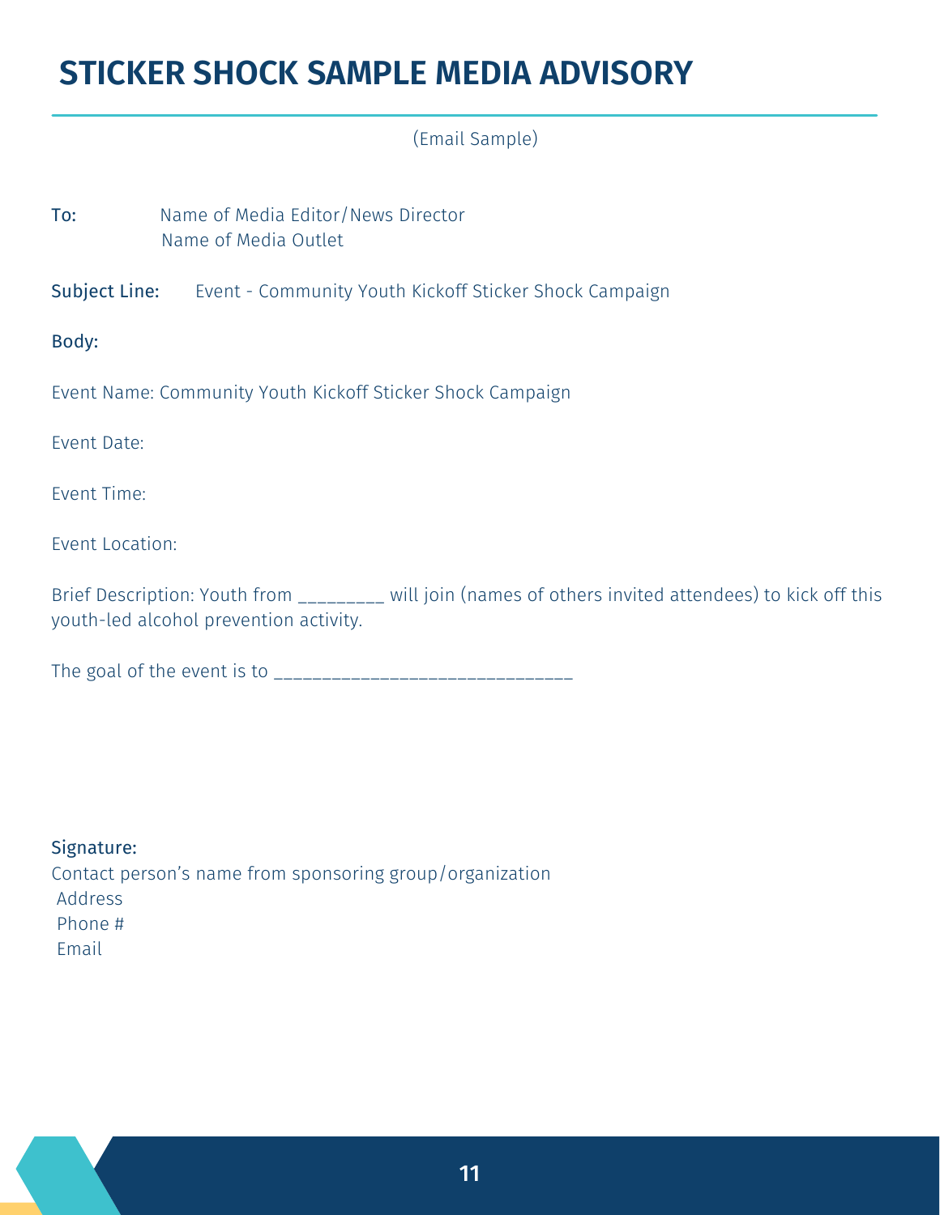# STICKER SHOCK SAMPLE MEDIA ADVISORY

(Email Sample)

**To:** Name of Media Editor/News Director
Name of Media Outlet

**Subject Line:** Event - Community Youth Kickoff Sticker Shock Campaign

**Body:**

Event Name: Community Youth Kickoff Sticker Shock Campaign

Event Date:

Event Time:

Event Location:

Brief Description: Youth from _________ will join (names of others invited attendees) to kick off this youth-led alcohol prevention activity.

The goal of the event is to ______________________________

**Signature:**
Contact person's name from sponsoring group/organization
Address
Phone #
Email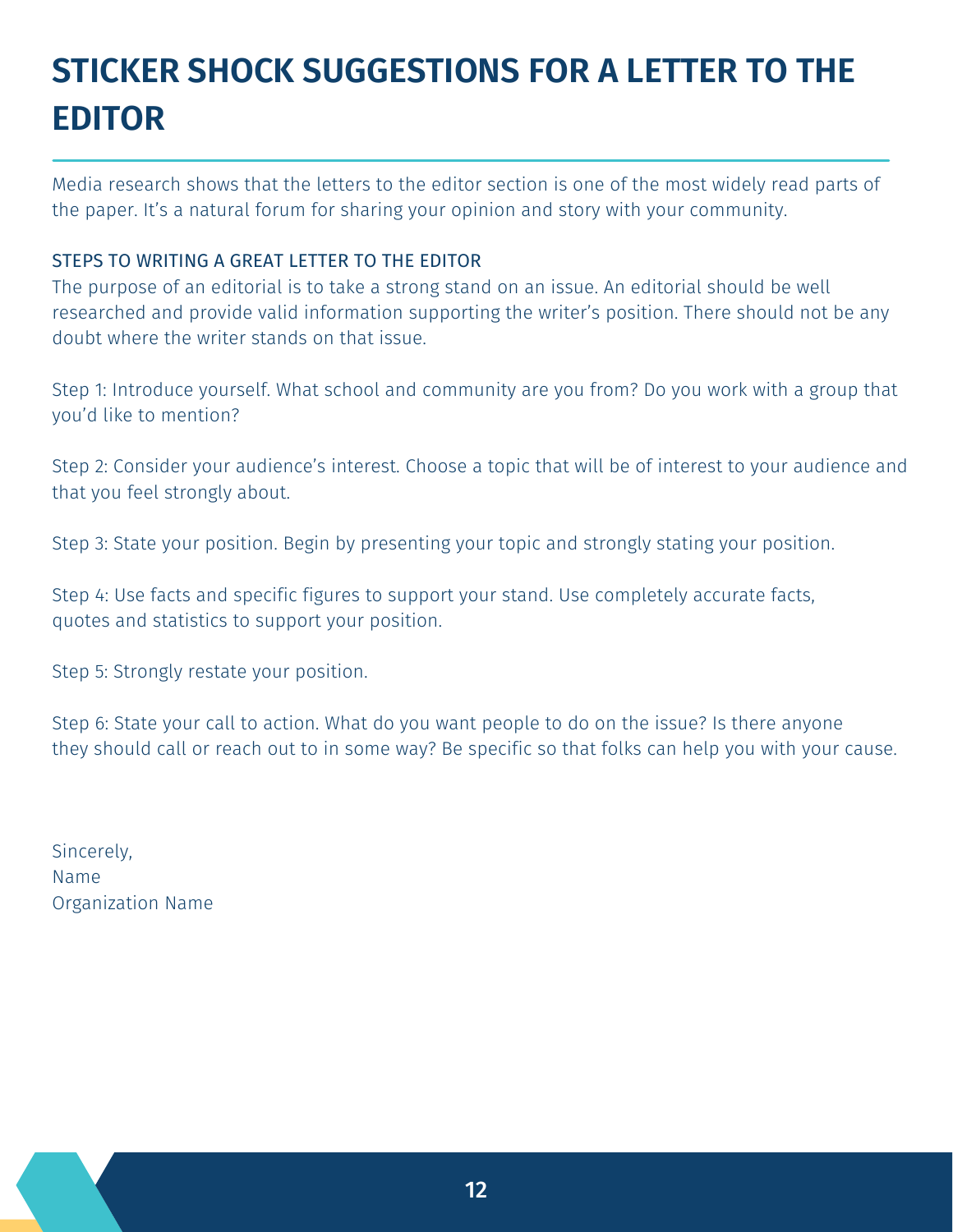# STICKER SHOCK SUGGESTIONS FOR A LETTER TO THE EDITOR

Media research shows that the letters to the editor section is one of the most widely read parts of the paper. It's a natural forum for sharing your opinion and story with your community.

## STEPS TO WRITING A GREAT LETTER TO THE EDITOR

The purpose of an editorial is to take a strong stand on an issue. An editorial should be well researched and provide valid information supporting the writer's position. There should not be any doubt where the writer stands on that issue.

Step 1: Introduce yourself. What school and community are you from? Do you work with a group that you'd like to mention?

Step 2: Consider your audience's interest. Choose a topic that will be of interest to your audience and that you feel strongly about.

Step 3: State your position. Begin by presenting your topic and strongly stating your position.

Step 4: Use facts and specific figures to support your stand. Use completely accurate facts, quotes and statistics to support your position.

Step 5: Strongly restate your position.

Step 6: State your call to action. What do you want people to do on the issue? Is there anyone they should call or reach out to in some way? Be specific so that folks can help you with your cause.

Sincerely,
Name
Organization Name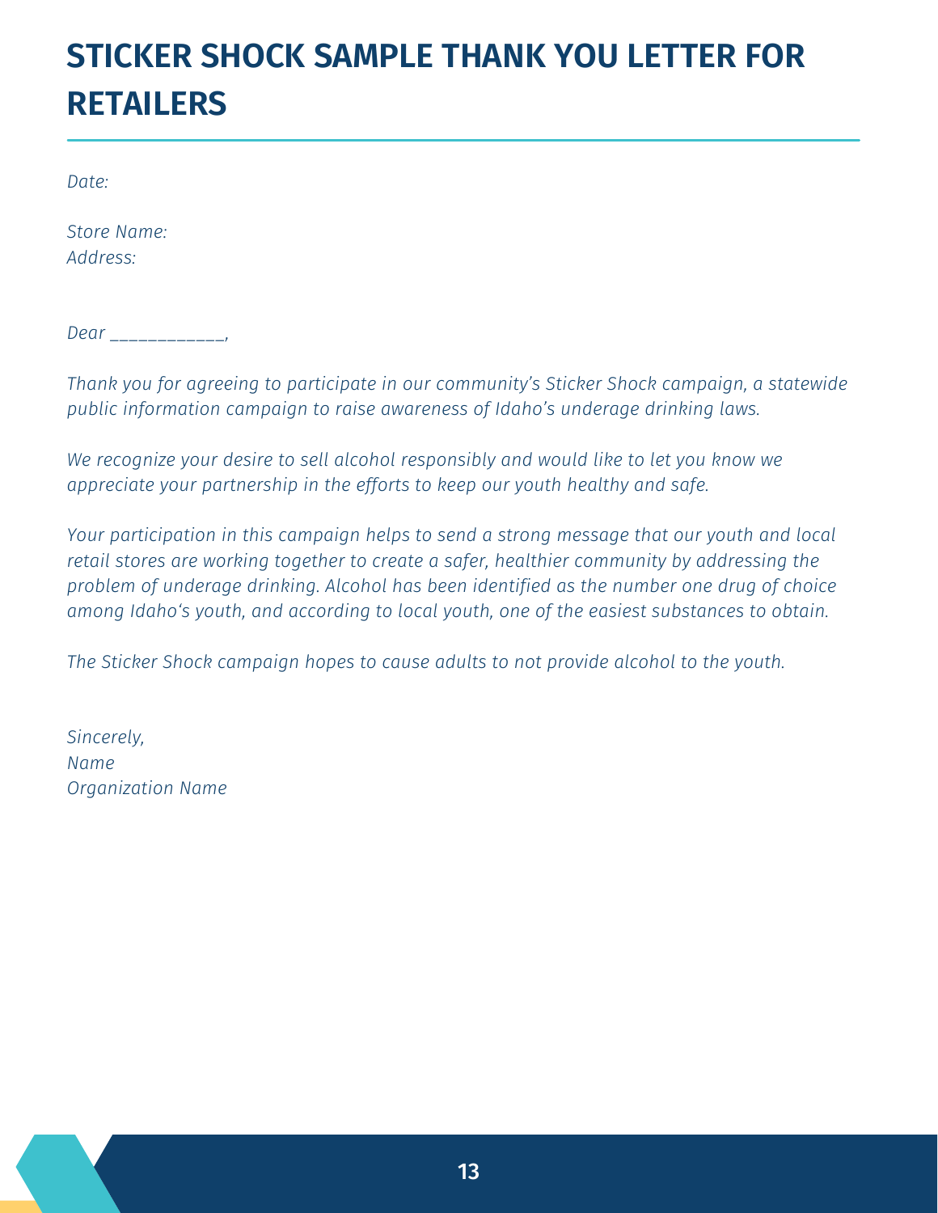# STICKER SHOCK SAMPLE THANK YOU LETTER FOR RETAILERS

*Date:*

*Store Name:*
*Address:*

*Dear ____________,*

*Thank you for agreeing to participate in our community's Sticker Shock campaign, a statewide public information campaign to raise awareness of Idaho's underage drinking laws.*

*We recognize your desire to sell alcohol responsibly and would like to let you know we appreciate your partnership in the efforts to keep our youth healthy and safe.*

*Your participation in this campaign helps to send a strong message that our youth and local retail stores are working together to create a safer, healthier community by addressing the problem of underage drinking. Alcohol has been identified as the number one drug of choice among Idaho's youth, and according to local youth, one of the easiest substances to obtain.*

*The Sticker Shock campaign hopes to cause adults to not provide alcohol to the youth.*

*Sincerely,*
*Name*
*Organization Name*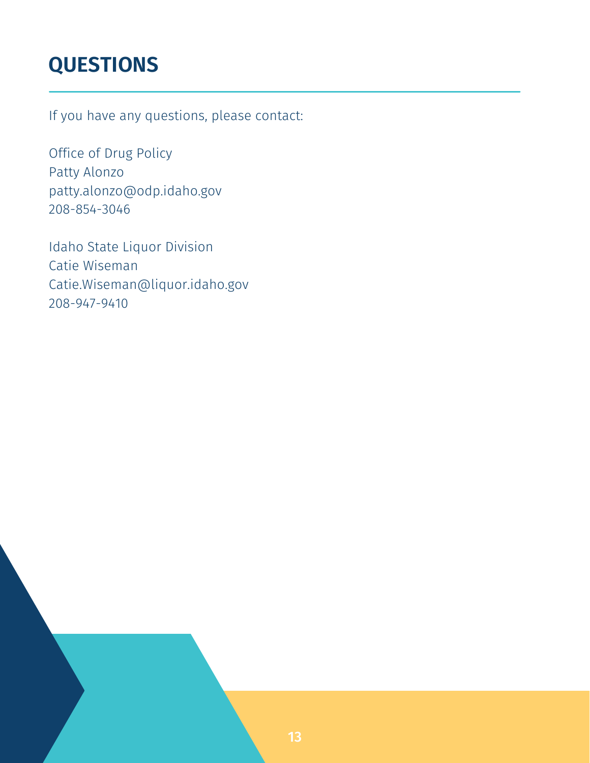## QUESTIONS

If you have any questions, please contact:

Office of Drug Policy
Patty Alonzo
patty.alonzo@odp.idaho.gov
208-854-3046

Idaho State Liquor Division
Catie Wiseman
Catie.Wiseman@liquor.idaho.gov
208-947-9410